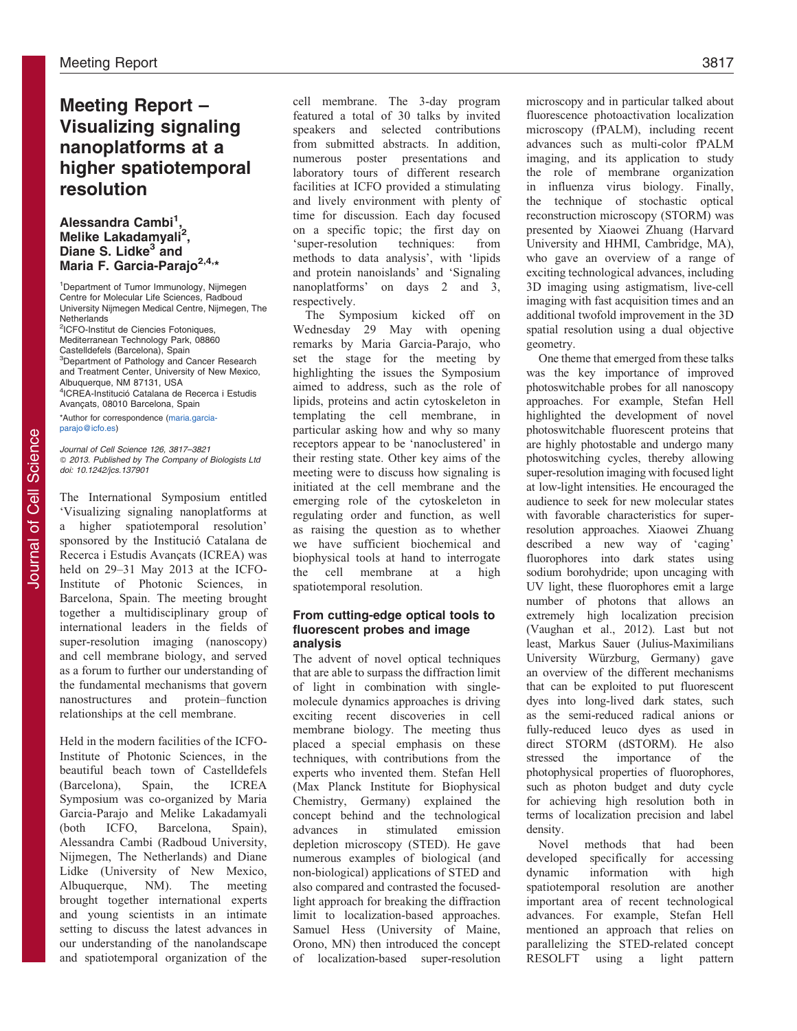# Meeting Report – Visualizing signaling nanoplatforms at a higher spatiotemporal resolution

**Alessandra Cambi[1], Melike Lakadamyali[2], Diane S. Lidke[3] and Maria F. Garcia-Parajo[2,4,*]**

[1]Department of Tumor Immunology, Nijmegen Centre for Molecular Life Sciences, Radboud University Nijmegen Medical Centre, Nijmegen, The Netherlands
[2]ICFO-Institut de Ciencies Fotoniques, Mediterranean Technology Park, 08860 Castelldefels (Barcelona), Spain
[3]Department of Pathology and Cancer Research and Treatment Center, University of New Mexico, Albuquerque, NM 87131, USA
[4]ICREA-Institució Catalana de Recerca i Estudis Avançats, 08010 Barcelona, Spain

*Author for correspondence (maria.garcia-parajo@icfo.es)

*Journal of Cell Science 126, 3817–3821*
© 2013. Published by The Company of Biologists Ltd
doi: 10.1242/jcs.137901

The International Symposium entitled 'Visualizing signaling nanoplatforms at a higher spatiotemporal resolution' sponsored by the Institució Catalana de Recerca i Estudis Avançats (ICREA) was held on 29–31 May 2013 at the ICFO-Institute of Photonic Sciences, in Barcelona, Spain. The meeting brought together a multidisciplinary group of international leaders in the fields of super-resolution imaging (nanoscopy) and cell membrane biology, and served as a forum to further our understanding of the fundamental mechanisms that govern nanostructures and protein–function relationships at the cell membrane.

Held in the modern facilities of the ICFO-Institute of Photonic Sciences, in the beautiful beach town of Castelldefels (Barcelona), Spain, the ICREA Symposium was co-organized by Maria Garcia-Parajo and Melike Lakadamyali (both ICFO, Barcelona, Spain), Alessandra Cambi (Radboud University, Nijmegen, The Netherlands) and Diane Lidke (University of New Mexico, Albuquerque, NM). The meeting brought together international experts and young scientists in an intimate setting to discuss the latest advances in our understanding of the nanolandscape and spatiotemporal organization of the cell membrane. The 3-day program featured a total of 30 talks by invited speakers and selected contributions from submitted abstracts. In addition, numerous poster presentations and laboratory tours of different research facilities at ICFO provided a stimulating and lively environment with plenty of time for discussion. Each day focused on a specific topic; the first day on 'super-resolution techniques: from methods to data analysis', with 'lipids and protein nanoislands' and 'Signaling nanoplatforms' on days 2 and 3, respectively.

The Symposium kicked off on Wednesday 29 May with opening remarks by Maria Garcia-Parajo, who set the stage for the meeting by highlighting the issues the Symposium aimed to address, such as the role of lipids, proteins and actin cytoskeleton in templating the cell membrane, in particular asking how and why so many receptors appear to be 'nanoclustered' in their resting state. Other key aims of the meeting were to discuss how signaling is initiated at the cell membrane and the emerging role of the cytoskeleton in regulating order and function, as well as raising the question as to whether we have sufficient biochemical and biophysical tools at hand to interrogate the cell membrane at a high spatiotemporal resolution.

## From cutting-edge optical tools to fluorescent probes and image analysis

The advent of novel optical techniques that are able to surpass the diffraction limit of light in combination with single-molecule dynamics approaches is driving exciting recent discoveries in cell membrane biology. The meeting thus placed a special emphasis on these techniques, with contributions from the experts who invented them. Stefan Hell (Max Planck Institute for Biophysical Chemistry, Germany) explained the concept behind and the technological advances in stimulated emission depletion microscopy (STED). He gave numerous examples of biological (and non-biological) applications of STED and also compared and contrasted the focused-light approach for breaking the diffraction limit to localization-based approaches. Samuel Hess (University of Maine, Orono, MN) then introduced the concept of localization-based super-resolution microscopy and in particular talked about fluorescence photoactivation localization microscopy (fPALM), including recent advances such as multi-color fPALM imaging, and its application to study the role of membrane organization in influenza virus biology. Finally, the technique of stochastic optical reconstruction microscopy (STORM) was presented by Xiaowei Zhuang (Harvard University and HHMI, Cambridge, MA), who gave an overview of a range of exciting technological advances, including 3D imaging using astigmatism, live-cell imaging with fast acquisition times and an additional twofold improvement in the 3D spatial resolution using a dual objective geometry.

One theme that emerged from these talks was the key importance of improved photoswitchable probes for all nanoscopy approaches. For example, Stefan Hell highlighted the development of novel photoswitchable fluorescent proteins that are highly photostable and undergo many photoswitching cycles, thereby allowing super-resolution imaging with focused light at low-light intensities. He encouraged the audience to seek for new molecular states with favorable characteristics for super-resolution approaches. Xiaowei Zhuang described a new way of 'caging' fluorophores into dark states using sodium borohydride; upon uncaging with UV light, these fluorophores emit a large number of photons that allows an extremely high localization precision (Vaughan et al., 2012). Last but not least, Markus Sauer (Julius-Maximilians University Würzburg, Germany) gave an overview of the different mechanisms that can be exploited to put fluorescent dyes into long-lived dark states, such as the semi-reduced radical anions or fully-reduced leuco dyes as used in direct STORM (dSTORM). He also stressed the importance of the photophysical properties of fluorophores, such as photon budget and duty cycle for achieving high resolution both in terms of localization precision and label density.

Novel methods that had been developed specifically for accessing dynamic information with high spatiotemporal resolution are another important area of recent technological advances. For example, Stefan Hell mentioned an approach that relies on parallelizing the STED-related concept RESOLFT using a light pattern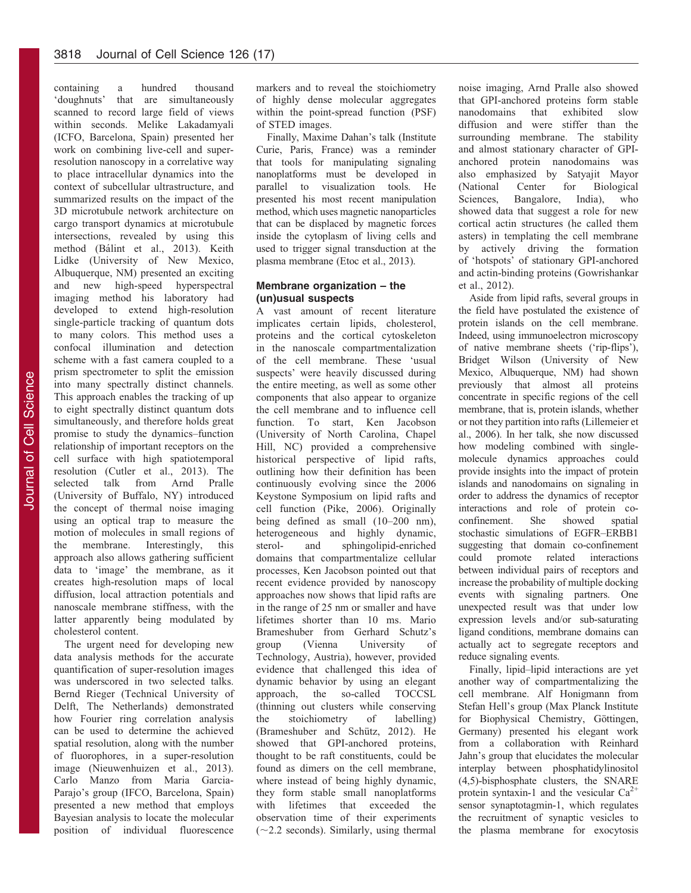containing a hundred thousand 'doughnuts' that are simultaneously scanned to record large field of views within seconds. Melike Lakadamyali (ICFO, Barcelona, Spain) presented her work on combining live-cell and super-resolution nanoscopy in a correlative way to place intracellular dynamics into the context of subcellular ultrastructure, and summarized results on the impact of the 3D microtubule network architecture on cargo transport dynamics at microtubule intersections, revealed by using this method (Bálint et al., 2013). Keith Lidke (University of New Mexico, Albuquerque, NM) presented an exciting and new high-speed hyperspectral imaging method his laboratory had developed to extend high-resolution single-particle tracking of quantum dots to many colors. This method uses a confocal illumination and detection scheme with a fast camera coupled to a prism spectrometer to split the emission into many spectrally distinct channels. This approach enables the tracking of up to eight spectrally distinct quantum dots simultaneously, and therefore holds great promise to study the dynamics–function relationship of important receptors on the cell surface with high spatiotemporal resolution (Cutler et al., 2013). The selected talk from Arnd Pralle (University of Buffalo, NY) introduced the concept of thermal noise imaging using an optical trap to measure the motion of molecules in small regions of the membrane. Interestingly, this approach also allows gathering sufficient data to 'image' the membrane, as it creates high-resolution maps of local diffusion, local attraction potentials and nanoscale membrane stiffness, with the latter apparently being modulated by cholesterol content.

The urgent need for developing new data analysis methods for the accurate quantification of super-resolution images was underscored in two selected talks. Bernd Rieger (Technical University of Delft, The Netherlands) demonstrated how Fourier ring correlation analysis can be used to determine the achieved spatial resolution, along with the number of fluorophores, in a super-resolution image (Nieuwenhuizen et al., 2013). Carlo Manzo from Maria Garcia-Parajo's group (IFCO, Barcelona, Spain) presented a new method that employs Bayesian analysis to locate the molecular position of individual fluorescence markers and to reveal the stoichiometry of highly dense molecular aggregates within the point-spread function (PSF) of STED images.

Finally, Maxime Dahan's talk (Institute Curie, Paris, France) was a reminder that tools for manipulating signaling nanoplatforms must be developed in parallel to visualization tools. He presented his most recent manipulation method, which uses magnetic nanoparticles that can be displaced by magnetic forces inside the cytoplasm of living cells and used to trigger signal transduction at the plasma membrane (Etoc et al., 2013).

## Membrane organization – the (un)usual suspects

A vast amount of recent literature implicates certain lipids, cholesterol, proteins and the cortical cytoskeleton in the nanoscale compartmentalization of the cell membrane. These 'usual suspects' were heavily discussed during the entire meeting, as well as some other components that also appear to organize the cell membrane and to influence cell function. To start, Ken Jacobson (University of North Carolina, Chapel Hill, NC) provided a comprehensive historical perspective of lipid rafts, outlining how their definition has been continuously evolving since the 2006 Keystone Symposium on lipid rafts and cell function (Pike, 2006). Originally being defined as small (10–200 nm), heterogeneous and highly dynamic, sterol- and sphingolipid-enriched domains that compartmentalize cellular processes, Ken Jacobson pointed out that recent evidence provided by nanoscopy approaches now shows that lipid rafts are in the range of 25 nm or smaller and have lifetimes shorter than 10 ms. Mario Brameshuber from Gerhard Schutz's group (Vienna University of Technology, Austria), however, provided evidence that challenged this idea of dynamic behavior by using an elegant approach, the so-called TOCCSL (thinning out clusters while conserving the stoichiometry of labelling) (Brameshuber and Schütz, 2012). He showed that GPI-anchored proteins, thought to be raft constituents, could be found as dimers on the cell membrane, where instead of being highly dynamic, they form stable small nanoplatforms with lifetimes that exceeded the observation time of their experiments (~2.2 seconds). Similarly, using thermal noise imaging, Arnd Pralle also showed that GPI-anchored proteins form stable nanodomains that exhibited slow diffusion and were stiffer than the surrounding membrane. The stability and almost stationary character of GPI-anchored protein nanodomains was also emphasized by Satyajit Mayor (National Center for Biological Sciences, Bangalore, India), who showed data that suggest a role for new cortical actin structures (he called them asters) in templating the cell membrane by actively driving the formation of 'hotspots' of stationary GPI-anchored and actin-binding proteins (Gowrishankar et al., 2012).

Aside from lipid rafts, several groups in the field have postulated the existence of protein islands on the cell membrane. Indeed, using immunoelectron microscopy of native membrane sheets ('rip-flips'), Bridget Wilson (University of New Mexico, Albuquerque, NM) had shown previously that almost all proteins concentrate in specific regions of the cell membrane, that is, protein islands, whether or not they partition into rafts (Lillemeier et al., 2006). In her talk, she now discussed how modeling combined with single-molecule dynamics approaches could provide insights into the impact of protein islands and nanodomains on signaling in order to address the dynamics of receptor interactions and role of protein co-confinement. She showed spatial stochastic simulations of EGFR–ERBB1 suggesting that domain co-confinement could promote related interactions between individual pairs of receptors and increase the probability of multiple docking events with signaling partners. One unexpected result was that under low expression levels and/or sub-saturating ligand conditions, membrane domains can actually act to segregate receptors and reduce signaling events.

Finally, lipid–lipid interactions are yet another way of compartmentalizing the cell membrane. Alf Honigmann from Stefan Hell's group (Max Planck Institute for Biophysical Chemistry, Göttingen, Germany) presented his elegant work from a collaboration with Reinhard Jahn's group that elucidates the molecular interplay between phosphatidylinositol (4,5)-bisphosphate clusters, the SNARE protein syntaxin-1 and the vesicular $Ca^{2+}$ sensor synaptotagmin-1, which regulates the recruitment of synaptic vesicles to the plasma membrane for exocytosis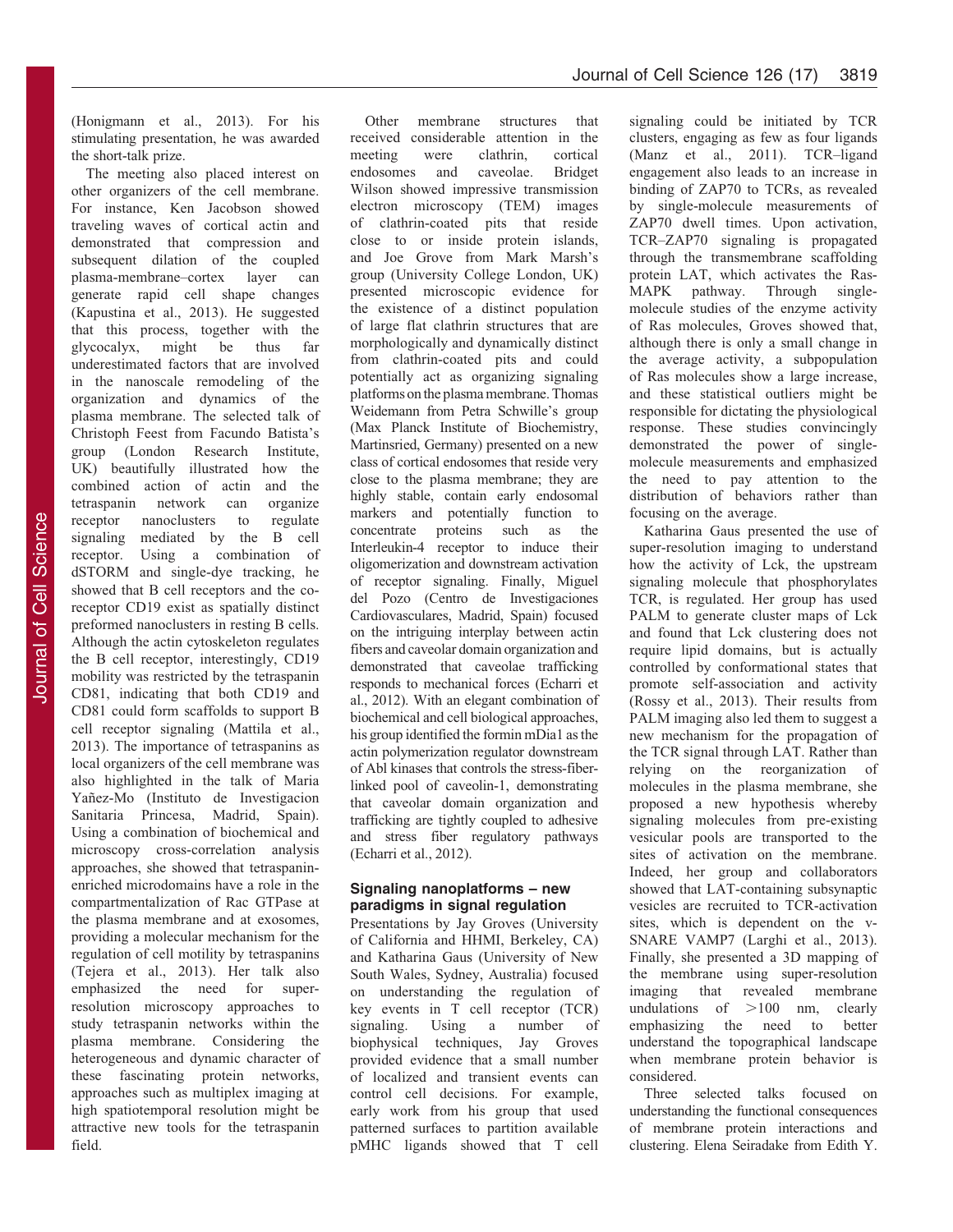(Honigmann et al., 2013). For his stimulating presentation, he was awarded the short-talk prize.

The meeting also placed interest on other organizers of the cell membrane. For instance, Ken Jacobson showed traveling waves of cortical actin and demonstrated that compression and subsequent dilation of the coupled plasma-membrane–cortex layer can generate rapid cell shape changes (Kapustina et al., 2013). He suggested that this process, together with the glycocalyx, might be thus far underestimated factors that are involved in the nanoscale remodeling of the organization and dynamics of the plasma membrane. The selected talk of Christoph Feest from Facundo Batista's group (London Research Institute, UK) beautifully illustrated how the combined action of actin and the tetraspanin network can organize receptor nanoclusters to regulate signaling mediated by the B cell receptor. Using a combination of dSTORM and single-dye tracking, he showed that B cell receptors and the co-receptor CD19 exist as spatially distinct preformed nanoclusters in resting B cells. Although the actin cytoskeleton regulates the B cell receptor, interestingly, CD19 mobility was restricted by the tetraspanin CD81, indicating that both CD19 and CD81 could form scaffolds to support B cell receptor signaling (Mattila et al., 2013). The importance of tetraspanins as local organizers of the cell membrane was also highlighted in the talk of Maria Yañez-Mo (Instituto de Investigacion Sanitaria Princesa, Madrid, Spain). Using a combination of biochemical and microscopy cross-correlation analysis approaches, she showed that tetraspanin-enriched microdomains have a role in the compartmentalization of Rac GTPase at the plasma membrane and at exosomes, providing a molecular mechanism for the regulation of cell motility by tetraspanins (Tejera et al., 2013). Her talk also emphasized the need for super-resolution microscopy approaches to study tetraspanin networks within the plasma membrane. Considering the heterogeneous and dynamic character of these fascinating protein networks, approaches such as multiplex imaging at high spatiotemporal resolution might be attractive new tools for the tetraspanin field.

Other membrane structures that received considerable attention in the meeting were clathrin, cortical endosomes and caveolae. Bridget Wilson showed impressive transmission electron microscopy (TEM) images of clathrin-coated pits that reside close to or inside protein islands, and Joe Grove from Mark Marsh's group (University College London, UK) presented microscopic evidence for the existence of a distinct population of large flat clathrin structures that are morphologically and dynamically distinct from clathrin-coated pits and could potentially act as organizing signaling platforms on the plasma membrane. Thomas Weidemann from Petra Schwille's group (Max Planck Institute of Biochemistry, Martinsried, Germany) presented on a new class of cortical endosomes that reside very close to the plasma membrane; they are highly stable, contain early endosomal markers and potentially function to concentrate proteins such as the Interleukin-4 receptor to induce their oligomerization and downstream activation of receptor signaling. Finally, Miguel del Pozo (Centro de Investigaciones Cardiovasculares, Madrid, Spain) focused on the intriguing interplay between actin fibers and caveolar domain organization and demonstrated that caveolae trafficking responds to mechanical forces (Echarri et al., 2012). With an elegant combination of biochemical and cell biological approaches, his group identified the formin mDia1 as the actin polymerization regulator downstream of Abl kinases that controls the stress-fiber-linked pool of caveolin-1, demonstrating that caveolar domain organization and trafficking are tightly coupled to adhesive and stress fiber regulatory pathways (Echarri et al., 2012).

## Signaling nanoplatforms – new paradigms in signal regulation

Presentations by Jay Groves (University of California and HHMI, Berkeley, CA) and Katharina Gaus (University of New South Wales, Sydney, Australia) focused on understanding the regulation of key events in T cell receptor (TCR) signaling. Using a number of biophysical techniques, Jay Groves provided evidence that a small number of localized and transient events can control cell decisions. For example, early work from his group that used patterned surfaces to partition available pMHC ligands showed that T cell signaling could be initiated by TCR clusters, engaging as few as four ligands (Manz et al., 2011). TCR–ligand engagement also leads to an increase in binding of ZAP70 to TCRs, as revealed by single-molecule measurements of ZAP70 dwell times. Upon activation, TCR–ZAP70 signaling is propagated through the transmembrane scaffolding protein LAT, which activates the Ras-MAPK pathway. Through single-molecule studies of the enzyme activity of Ras molecules, Groves showed that, although there is only a small change in the average activity, a subpopulation of Ras molecules show a large increase, and these statistical outliers might be responsible for dictating the physiological response. These studies convincingly demonstrated the power of single-molecule measurements and emphasized the need to pay attention to the distribution of behaviors rather than focusing on the average.

Katharina Gaus presented the use of super-resolution imaging to understand how the activity of Lck, the upstream signaling molecule that phosphorylates TCR, is regulated. Her group has used PALM to generate cluster maps of Lck and found that Lck clustering does not require lipid domains, but is actually controlled by conformational states that promote self-association and activity (Rossy et al., 2013). Their results from PALM imaging also led them to suggest a new mechanism for the propagation of the TCR signal through LAT. Rather than relying on the reorganization of molecules in the plasma membrane, she proposed a new hypothesis whereby signaling molecules from pre-existing vesicular pools are transported to the sites of activation on the membrane. Indeed, her group and collaborators showed that LAT-containing subsynaptic vesicles are recruited to TCR-activation sites, which is dependent on the v-SNARE VAMP7 (Larghi et al., 2013). Finally, she presented a 3D mapping of the membrane using super-resolution imaging that revealed membrane undulations of >100 nm, clearly emphasizing the need to better understand the topographical landscape when membrane protein behavior is considered.

Three selected talks focused on understanding the functional consequences of membrane protein interactions and clustering. Elena Seiradake from Edith Y.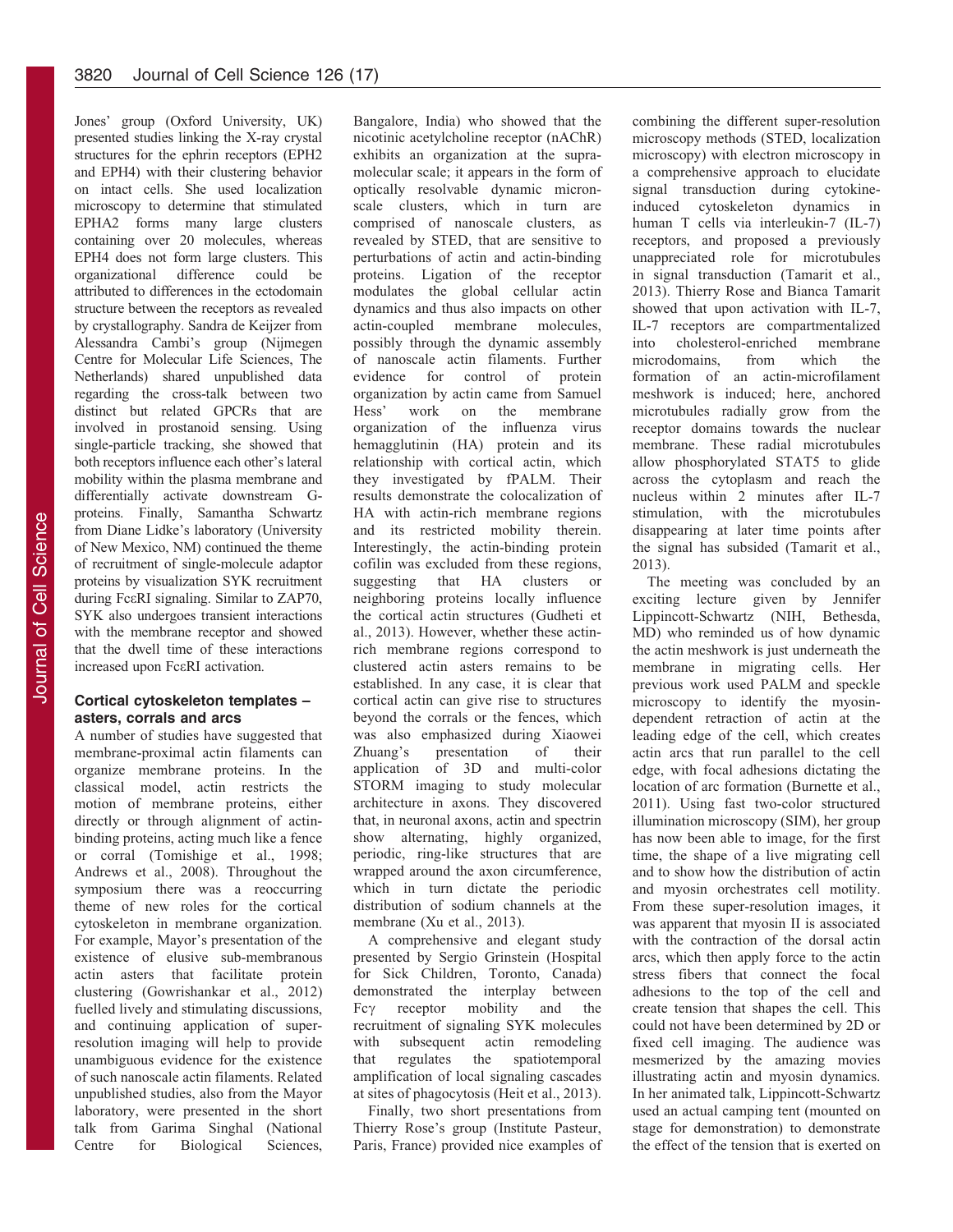Jones' group (Oxford University, UK) presented studies linking the X-ray crystal structures for the ephrin receptors (EPH2 and EPH4) with their clustering behavior on intact cells. She used localization microscopy to determine that stimulated EPHA2 forms many large clusters containing over 20 molecules, whereas EPH4 does not form large clusters. This organizational difference could be attributed to differences in the ectodomain structure between the receptors as revealed by crystallography. Sandra de Keijzer from Alessandra Cambi's group (Nijmegen Centre for Molecular Life Sciences, The Netherlands) shared unpublished data regarding the cross-talk between two distinct but related GPCRs that are involved in prostanoid sensing. Using single-particle tracking, she showed that both receptors influence each other's lateral mobility within the plasma membrane and differentially activate downstream G-proteins. Finally, Samantha Schwartz from Diane Lidke's laboratory (University of New Mexico, NM) continued the theme of recruitment of single-molecule adaptor proteins by visualization SYK recruitment during FcεRI signaling. Similar to ZAP70, SYK also undergoes transient interactions with the membrane receptor and showed that the dwell time of these interactions increased upon FcεRI activation.

## Cortical cytoskeleton templates – asters, corrals and arcs

A number of studies have suggested that membrane-proximal actin filaments can organize membrane proteins. In the classical model, actin restricts the motion of membrane proteins, either directly or through alignment of actin-binding proteins, acting much like a fence or corral (Tomishige et al., 1998; Andrews et al., 2008). Throughout the symposium there was a reoccurring theme of new roles for the cortical cytoskeleton in membrane organization. For example, Mayor's presentation of the existence of elusive sub-membranous actin asters that facilitate protein clustering (Gowrishankar et al., 2012) fuelled lively and stimulating discussions, and continuing application of super-resolution imaging will help to provide unambiguous evidence for the existence of such nanoscale actin filaments. Related unpublished studies, also from the Mayor laboratory, were presented in the short talk from Garima Singhal (National Centre for Biological Sciences, Bangalore, India) who showed that the nicotinic acetylcholine receptor (nAChR) exhibits an organization at the supra-molecular scale; it appears in the form of optically resolvable dynamic micron-scale clusters, which in turn are comprised of nanoscale clusters, as revealed by STED, that are sensitive to perturbations of actin and actin-binding proteins. Ligation of the receptor modulates the global cellular actin dynamics and thus also impacts on other actin-coupled membrane molecules, possibly through the dynamic assembly of nanoscale actin filaments. Further evidence for control of protein organization by actin came from Samuel Hess' work on the membrane organization of the influenza virus hemagglutinin (HA) protein and its relationship with cortical actin, which they investigated by fPALM. Their results demonstrate the colocalization of HA with actin-rich membrane regions and its restricted mobility therein. Interestingly, the actin-binding protein cofilin was excluded from these regions, suggesting that HA clusters or neighboring proteins locally influence the cortical actin structures (Gudheti et al., 2013). However, whether these actin-rich membrane regions correspond to clustered actin asters remains to be established. In any case, it is clear that cortical actin can give rise to structures beyond the corrals or the fences, which was also emphasized during Xiaowei Zhuang's presentation of their application of 3D and multi-color STORM imaging to study molecular architecture in axons. They discovered that, in neuronal axons, actin and spectrin show alternating, highly organized, periodic, ring-like structures that are wrapped around the axon circumference, which in turn dictate the periodic distribution of sodium channels at the membrane (Xu et al., 2013).

A comprehensive and elegant study presented by Sergio Grinstein (Hospital for Sick Children, Toronto, Canada) demonstrated the interplay between Fcγ receptor mobility and the recruitment of signaling SYK molecules with subsequent actin remodeling that regulates the spatiotemporal amplification of local signaling cascades at sites of phagocytosis (Heit et al., 2013).

Finally, two short presentations from Thierry Rose's group (Institute Pasteur, Paris, France) provided nice examples of combining the different super-resolution microscopy methods (STED, localization microscopy) with electron microscopy in a comprehensive approach to elucidate signal transduction during cytokine-induced cytoskeleton dynamics in human T cells via interleukin-7 (IL-7) receptors, and proposed a previously unappreciated role for microtubules in signal transduction (Tamarit et al., 2013). Thierry Rose and Bianca Tamarit showed that upon activation with IL-7, IL-7 receptors are compartmentalized into cholesterol-enriched membrane microdomains, from which the formation of an actin-microfilament meshwork is induced; here, anchored microtubules radially grow from the receptor domains towards the nuclear membrane. These radial microtubules allow phosphorylated STAT5 to glide across the cytoplasm and reach the nucleus within 2 minutes after IL-7 stimulation, with the microtubules disappearing at later time points after the signal has subsided (Tamarit et al., 2013).

The meeting was concluded by an exciting lecture given by Jennifer Lippincott-Schwartz (NIH, Bethesda, MD) who reminded us of how dynamic the actin meshwork is just underneath the membrane in migrating cells. Her previous work used PALM and speckle microscopy to identify the myosin-dependent retraction of actin at the leading edge of the cell, which creates actin arcs that run parallel to the cell edge, with focal adhesions dictating the location of arc formation (Burnette et al., 2011). Using fast two-color structured illumination microscopy (SIM), her group has now been able to image, for the first time, the shape of a live migrating cell and to show how the distribution of actin and myosin orchestrates cell motility. From these super-resolution images, it was apparent that myosin II is associated with the contraction of the dorsal actin arcs, which then apply force to the actin stress fibers that connect the focal adhesions to the top of the cell and create tension that shapes the cell. This could not have been determined by 2D or fixed cell imaging. The audience was mesmerized by the amazing movies illustrating actin and myosin dynamics. In her animated talk, Lippincott-Schwartz used an actual camping tent (mounted on stage for demonstration) to demonstrate the effect of the tension that is exerted on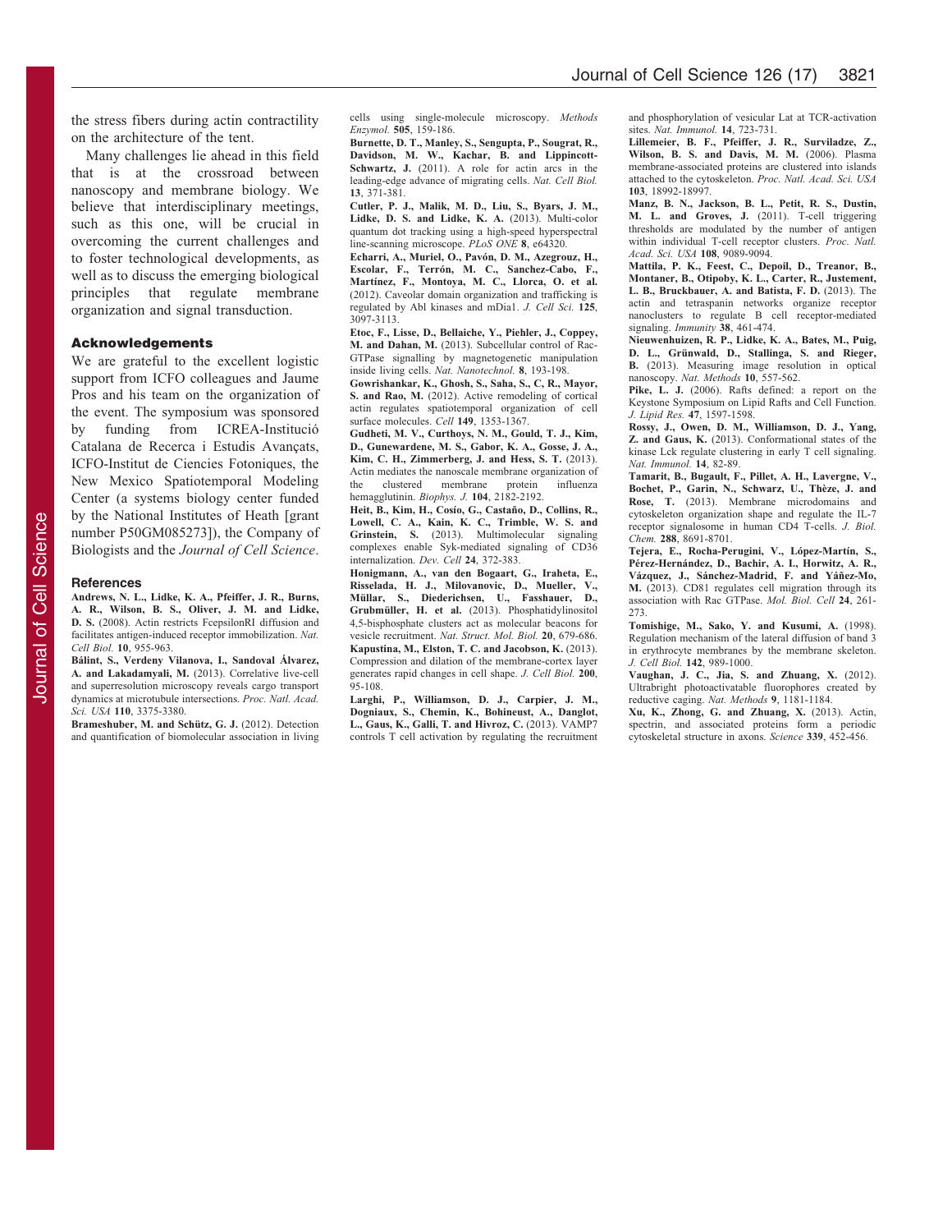the stress fibers during actin contractility on the architecture of the tent.

Many challenges lie ahead in this field that is at the crossroad between nanoscopy and membrane biology. We believe that interdisciplinary meetings, such as this one, will be crucial in overcoming the current challenges and to foster technological developments, as well as to discuss the emerging biological principles that regulate membrane organization and signal transduction.

## Acknowledgements

We are grateful to the excellent logistic support from ICFO colleagues and Jaume Pros and his team on the organization of the event. The symposium was sponsored by funding from ICREA-Institució Catalana de Recerca i Estudis Avançats, ICFO-Institut de Ciencies Fotoniques, the New Mexico Spatiotemporal Modeling Center (a systems biology center funded by the National Institutes of Heath [grant number P50GM085273]), the Company of Biologists and the *Journal of Cell Science*.

## References

**Andrews, N. L., Lidke, K. A., Pfeiffer, J. R., Burns, A. R., Wilson, B. S., Oliver, J. M. and Lidke, D. S.** (2008). Actin restricts FcepsilonRI diffusion and facilitates antigen-induced receptor immobilization. *Nat. Cell Biol.* **10**, 955-963.

**Bálint, S., Verdeny Vilanova, I., Sandoval Álvarez, A. and Lakadamyali, M.** (2013). Correlative live-cell and superresolution microscopy reveals cargo transport dynamics at microtubule intersections. *Proc. Natl. Acad. Sci. USA* **110**, 3375-3380.

**Brameshuber, M. and Schütz, G. J.** (2012). Detection and quantification of biomolecular association in living cells using single-molecule microscopy. *Methods Enzymol.* **505**, 159-186.

**Burnette, D. T., Manley, S., Sengupta, P., Sougrat, R., Davidson, M. W., Kachar, B. and Lippincott-Schwartz, J.** (2011). A role for actin arcs in the leading-edge advance of migrating cells. *Nat. Cell Biol.* **13**, 371-381.

**Cutler, P. J., Malik, M. D., Liu, S., Byars, J. M., Lidke, D. S. and Lidke, K. A.** (2013). Multi-color quantum dot tracking using a high-speed hyperspectral line-scanning microscope. *PLoS ONE* **8**, e64320.

**Echarri, A., Muriel, O., Pavón, D. M., Azegrouz, H., Escolar, F., Terrón, M. C., Sanchez-Cabo, F., Martínez, F., Montoya, M. C., Llorca, O. et al.** (2012). Caveolar domain organization and trafficking is regulated by Abl kinases and mDia1. *J. Cell Sci.* **125**, 3097-3113.

**Etoc, F., Lisse, D., Bellaiche, Y., Piehler, J., Coppey, M. and Dahan, M.** (2013). Subcellular control of Rac-GTPase signalling by magnetogenetic manipulation inside living cells. *Nat. Nanotechnol.* **8**, 193-198.

**Gowrishankar, K., Ghosh, S., Saha, S., C, R., Mayor, S. and Rao, M.** (2012). Active remodeling of cortical actin regulates spatiotemporal organization of cell surface molecules. *Cell* **149**, 1353-1367.

**Gudheti, M. V., Curthoys, N. M., Gould, T. J., Kim, D., Gunewardene, M. S., Gabor, K. A., Gosse, J. A., Kim, C. H., Zimmerberg, J. and Hess, S. T.** (2013). Actin mediates the nanoscale membrane organization of the clustered membrane protein influenza hemagglutinin. *Biophys. J.* **104**, 2182-2192.

**Heit, B., Kim, H., Cosío, G., Castaño, D., Collins, R., Lowell, C. A., Kain, K. C., Trimble, W. S. and Grinstein, S.** (2013). Multimolecular signaling complexes enable Syk-mediated signaling of CD36 internalization. *Dev. Cell* **24**, 372-383.

**Honigmann, A., van den Bogaart, G., Iraheta, E., Risselada, H. J., Milovanovic, D., Mueller, V., Müllar, S., Diederichsen, U., Fasshauer, D., Grubmüller, H. et al.** (2013). Phosphatidylinositol 4,5-bisphosphate clusters act as molecular beacons for vesicle recruitment. *Nat. Struct. Mol. Biol.* **20**, 679-686.

**Kapustina, M., Elston, T. C. and Jacobson, K.** (2013). Compression and dilation of the membrane-cortex layer generates rapid changes in cell shape. *J. Cell Biol.* **200**, 95-108.

**Larghi, P., Williamson, D. J., Carpier, J. M., Dogniaux, S., Chemin, K., Bohineust, A., Danglot, L., Gaus, K., Galli, T. and Hivroz, C.** (2013). VAMP7 controls T cell activation by regulating the recruitment and phosphorylation of vesicular Lat at TCR-activation sites. *Nat. Immunol.* **14**, 723-731.

**Lillemeier, B. F., Pfeiffer, J. R., Surviladze, Z., Wilson, B. S. and Davis, M. M.** (2006). Plasma membrane-associated proteins are clustered into islands attached to the cytoskeleton. *Proc. Natl. Acad. Sci. USA* **103**, 18992-18997.

**Manz, B. N., Jackson, B. L., Petit, R. S., Dustin, M. L. and Groves, J.** (2011). T-cell triggering thresholds are modulated by the number of antigen within individual T-cell receptor clusters. *Proc. Natl. Acad. Sci. USA* **108**, 9089-9094.

**Mattila, P. K., Feest, C., Depoil, D., Treanor, B., Montaner, B., Otipoby, K. L., Carter, R., Justement, L. B., Bruckbauer, A. and Batista, F. D.** (2013). The actin and tetraspanin networks organize receptor nanoclusters to regulate B cell receptor-mediated signaling. *Immunity* **38**, 461-474.

**Nieuwenhuizen, R. P., Lidke, K. A., Bates, M., Puig, D. L., Grünwald, D., Stallinga, S. and Rieger, B.** (2013). Measuring image resolution in optical nanoscopy. *Nat. Methods* **10**, 557-562.

**Pike, L. J.** (2006). Rafts defined: a report on the Keystone Symposium on Lipid Rafts and Cell Function. *J. Lipid Res.* **47**, 1597-1598.

**Rossy, J., Owen, D. M., Williamson, D. J., Yang, Z. and Gaus, K.** (2013). Conformational states of the kinase Lck regulate clustering in early T cell signaling. *Nat. Immunol.* **14**, 82-89.

**Tamarit, B., Bugault, F., Pillet, A. H., Lavergne, V., Bochet, P., Garin, N., Schwarz, U., Thèze, J. and Rose, T.** (2013). Membrane microdomains and cytoskeleton organization shape and regulate the IL-7 receptor signalosome in human CD4 T-cells. *J. Biol. Chem.* **288**, 8691-8701.

**Tejera, E., Rocha-Perugini, V., López-Martín, S., Pérez-Hernández, D., Bachir, A. I., Horwitz, A. R., Vázquez, J., Sánchez-Madrid, F. and Yáñez-Mo, M.** (2013). CD81 regulates cell migration through its association with Rac GTPase. *Mol. Biol. Cell* **24**, 261-273.

**Tomishige, M., Sako, Y. and Kusumi, A.** (1998). Regulation mechanism of the lateral diffusion of band 3 in erythrocyte membranes by the membrane skeleton. *J. Cell Biol.* **142**, 989-1000.

**Vaughan, J. C., Jia, S. and Zhuang, X.** (2012). Ultrabright photoactivatable fluorophores created by reductive caging. *Nat. Methods* **9**, 1181-1184.

**Xu, K., Zhong, G. and Zhuang, X.** (2013). Actin, spectrin, and associated proteins form a periodic cytoskeletal structure in axons. *Science* **339**, 452-456.